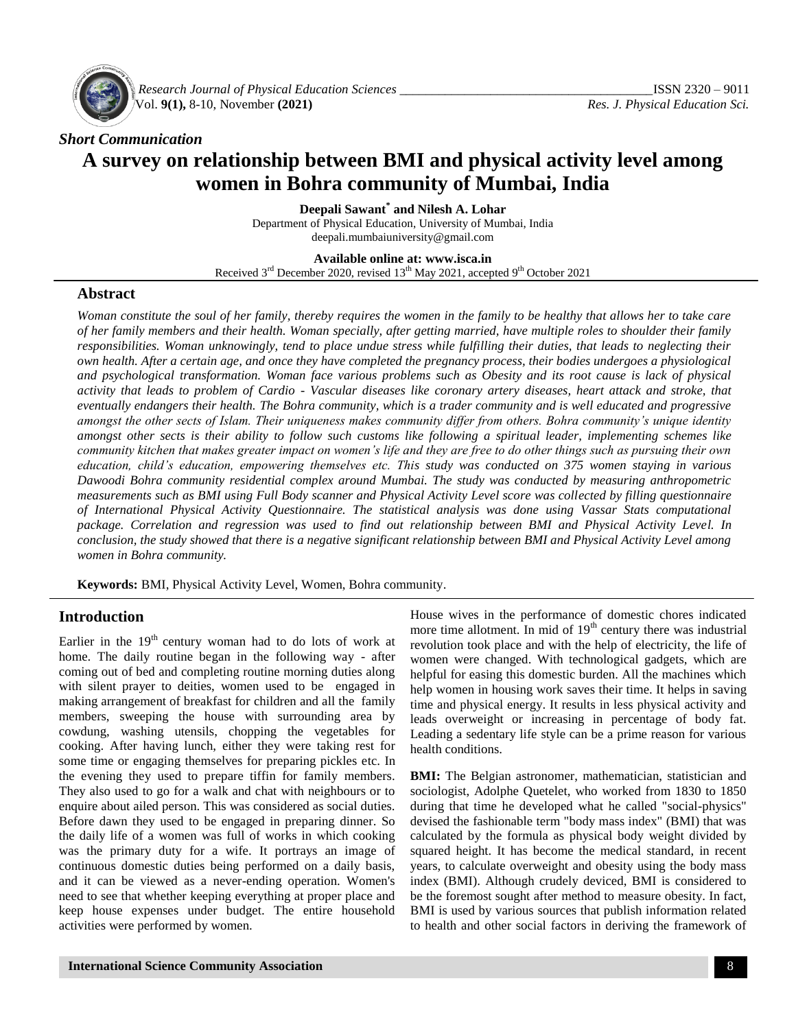*Short Communication*

# A survey on relationship between BMI and physical activity level among women in Bohra community of Mumbai, India

**Deepali Sawant*[*] and Nilesh A. Lohar**

Department of Physical Education, University of Mumbai, India
deepali.mumbaiuniversity@gmail.com

**Available online at: www.isca.in**
Received 3rd December 2020, revised 13th May 2021, accepted 9th October 2021

## Abstract

*Woman constitute the soul of her family, thereby requires the women in the family to be healthy that allows her to take care of her family members and their health. Woman specially, after getting married, have multiple roles to shoulder their family responsibilities. Woman unknowingly, tend to place undue stress while fulfilling their duties, that leads to neglecting their own health. After a certain age, and once they have completed the pregnancy process, their bodies undergoes a physiological and psychological transformation. Woman face various problems such as Obesity and its root cause is lack of physical activity that leads to problem of Cardio - Vascular diseases like coronary artery diseases, heart attack and stroke, that eventually endangers their health. The Bohra community, which is a trader community and is well educated and progressive amongst the other sects of Islam. Their uniqueness makes community differ from others. Bohra community's unique identity amongst other sects is their ability to follow such customs like following a spiritual leader, implementing schemes like community kitchen that makes greater impact on women's life and they are free to do other things such as pursuing their own education, child's education, empowering themselves etc. This study was conducted on 375 women staying in various Dawoodi Bohra community residential complex around Mumbai. The study was conducted by measuring anthropometric measurements such as BMI using Full Body scanner and Physical Activity Level score was collected by filling questionnaire of International Physical Activity Questionnaire. The statistical analysis was done using Vassar Stats computational package. Correlation and regression was used to find out relationship between BMI and Physical Activity Level. In conclusion, the study showed that there is a negative significant relationship between BMI and Physical Activity Level among women in Bohra community.*

**Keywords:** BMI, Physical Activity Level, Women, Bohra community.

## Introduction

Earlier in the 19th century woman had to do lots of work at home. The daily routine began in the following way - after coming out of bed and completing routine morning duties along with silent prayer to deities, women used to be engaged in making arrangement of breakfast for children and all the family members, sweeping the house with surrounding area by cowdung, washing utensils, chopping the vegetables for cooking. After having lunch, either they were taking rest for some time or engaging themselves for preparing pickles etc. In the evening they used to prepare tiffin for family members. They also used to go for a walk and chat with neighbours or to enquire about ailed person. This was considered as social duties. Before dawn they used to be engaged in preparing dinner. So the daily life of a women was full of works in which cooking was the primary duty for a wife. It portrays an image of continuous domestic duties being performed on a daily basis, and it can be viewed as a never-ending operation. Women's need to see that whether keeping everything at proper place and keep house expenses under budget. The entire household activities were performed by women.

House wives in the performance of domestic chores indicated more time allotment. In mid of 19th century there was industrial revolution took place and with the help of electricity, the life of women were changed. With technological gadgets, which are helpful for easing this domestic burden. All the machines which help women in housing work saves their time. It helps in saving time and physical energy. It results in less physical activity and leads overweight or increasing in percentage of body fat. Leading a sedentary life style can be a prime reason for various health conditions.

**BMI:** The Belgian astronomer, mathematician, statistician and sociologist, Adolphe Quetelet, who worked from 1830 to 1850 during that time he developed what he called "social-physics" devised the fashionable term "body mass index" (BMI) that was calculated by the formula as physical body weight divided by squared height. It has become the medical standard, in recent years, to calculate overweight and obesity using the body mass index (BMI). Although crudely deviced, BMI is considered to be the foremost sought after method to measure obesity. In fact, BMI is used by various sources that publish information related to health and other social factors in deriving the framework of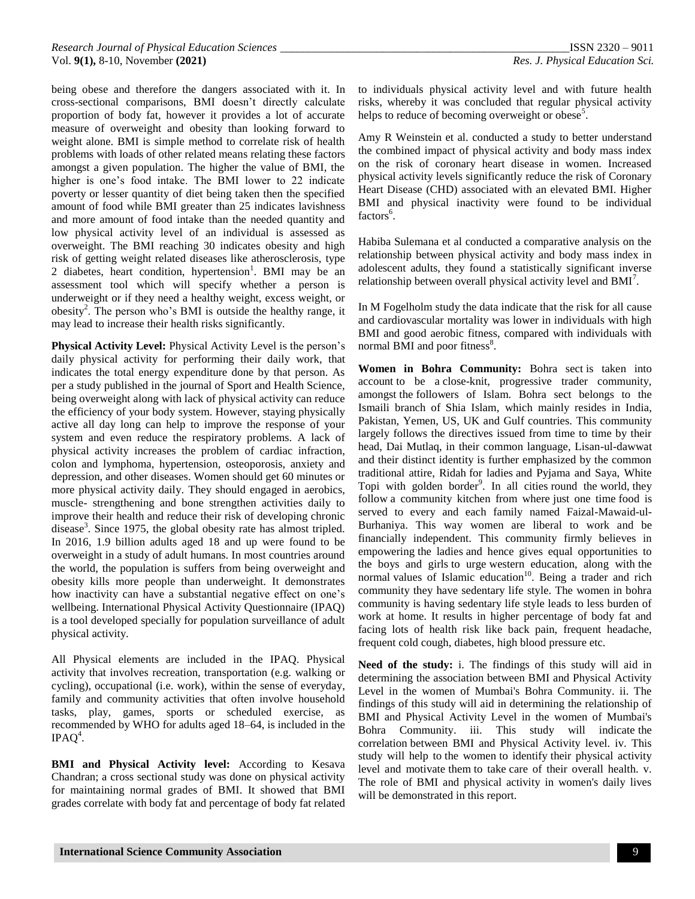being obese and therefore the dangers associated with it. In cross-sectional comparisons, BMI doesn't directly calculate proportion of body fat, however it provides a lot of accurate measure of overweight and obesity than looking forward to weight alone. BMI is simple method to correlate risk of health problems with loads of other related means relating these factors amongst a given population. The higher the value of BMI, the higher is one's food intake. The BMI lower to 22 indicate poverty or lesser quantity of diet being taken then the specified amount of food while BMI greater than 25 indicates lavishness and more amount of food intake than the needed quantity and low physical activity level of an individual is assessed as overweight. The BMI reaching 30 indicates obesity and high risk of getting weight related diseases like atherosclerosis, type 2 diabetes, heart condition, hypertension[1]. BMI may be an assessment tool which will specify whether a person is underweight or if they need a healthy weight, excess weight, or obesity[2]. The person who's BMI is outside the healthy range, it may lead to increase their health risks significantly.

**Physical Activity Level:** Physical Activity Level is the person's daily physical activity for performing their daily work, that indicates the total energy expenditure done by that person. As per a study published in the journal of Sport and Health Science, being overweight along with lack of physical activity can reduce the efficiency of your body system. However, staying physically active all day long can help to improve the response of your system and even reduce the respiratory problems. A lack of physical activity increases the problem of cardiac infraction, colon and lymphoma, hypertension, osteoporosis, anxiety and depression, and other diseases. Women should get 60 minutes or more physical activity daily. They should engaged in aerobics, muscle- strengthening and bone strengthen activities daily to improve their health and reduce their risk of developing chronic disease[3]. Since 1975, the global obesity rate has almost tripled. In 2016, 1.9 billion adults aged 18 and up were found to be overweight in a study of adult humans. In most countries around the world, the population is suffers from being overweight and obesity kills more people than underweight. It demonstrates how inactivity can have a substantial negative effect on one's wellbeing. International Physical Activity Questionnaire (IPAQ) is a tool developed specially for population surveillance of adult physical activity.

All Physical elements are included in the IPAQ. Physical activity that involves recreation, transportation (e.g. walking or cycling), occupational (i.e. work), within the sense of everyday, family and community activities that often involve household tasks, play, games, sports or scheduled exercise, as recommended by WHO for adults aged 18–64, is included in the IPAQ[4].

**BMI and Physical Activity level:** According to Kesava Chandran; a cross sectional study was done on physical activity for maintaining normal grades of BMI. It showed that BMI grades correlate with body fat and percentage of body fat related to individuals physical activity level and with future health risks, whereby it was concluded that regular physical activity helps to reduce of becoming overweight or obese[5].

Amy R Weinstein et al. conducted a study to better understand the combined impact of physical activity and body mass index on the risk of coronary heart disease in women. Increased physical activity levels significantly reduce the risk of Coronary Heart Disease (CHD) associated with an elevated BMI. Higher BMI and physical inactivity were found to be individual factors[6].

Habiba Sulemana et al conducted a comparative analysis on the relationship between physical activity and body mass index in adolescent adults, they found a statistically significant inverse relationship between overall physical activity level and BMI[7].

In M Fogelholm study the data indicate that the risk for all cause and cardiovascular mortality was lower in individuals with high BMI and good aerobic fitness, compared with individuals with normal BMI and poor fitness[8].

**Women in Bohra Community:** Bohra sect is taken into account to be a close-knit, progressive trader community, amongst the followers of Islam. Bohra sect belongs to the Ismaili branch of Shia Islam, which mainly resides in India, Pakistan, Yemen, US, UK and Gulf countries. This community largely follows the directives issued from time to time by their head, Dai Mutlaq, in their common language, Lisan-ul-dawwat and their distinct identity is further emphasized by the common traditional attire, Ridah for ladies and Pyjama and Saya, White Topi with golden border[9]. In all cities round the world, they follow a community kitchen from where just one time food is served to every and each family named Faizal-Mawaid-ul-Burhaniya. This way women are liberal to work and be financially independent. This community firmly believes in empowering the ladies and hence gives equal opportunities to the boys and girls to urge western education, along with the normal values of Islamic education[10]. Being a trader and rich community they have sedentary life style. The women in bohra community is having sedentary life style leads to less burden of work at home. It results in higher percentage of body fat and facing lots of health risk like back pain, frequent headache, frequent cold cough, diabetes, high blood pressure etc.

**Need of the study:** i. The findings of this study will aid in determining the association between BMI and Physical Activity Level in the women of Mumbai's Bohra Community. ii. The findings of this study will aid in determining the relationship of BMI and Physical Activity Level in the women of Mumbai's Bohra Community. iii. This study will indicate the correlation between BMI and Physical Activity level. iv. This study will help to the women to identify their physical activity level and motivate them to take care of their overall health. v. The role of BMI and physical activity in women's daily lives will be demonstrated in this report.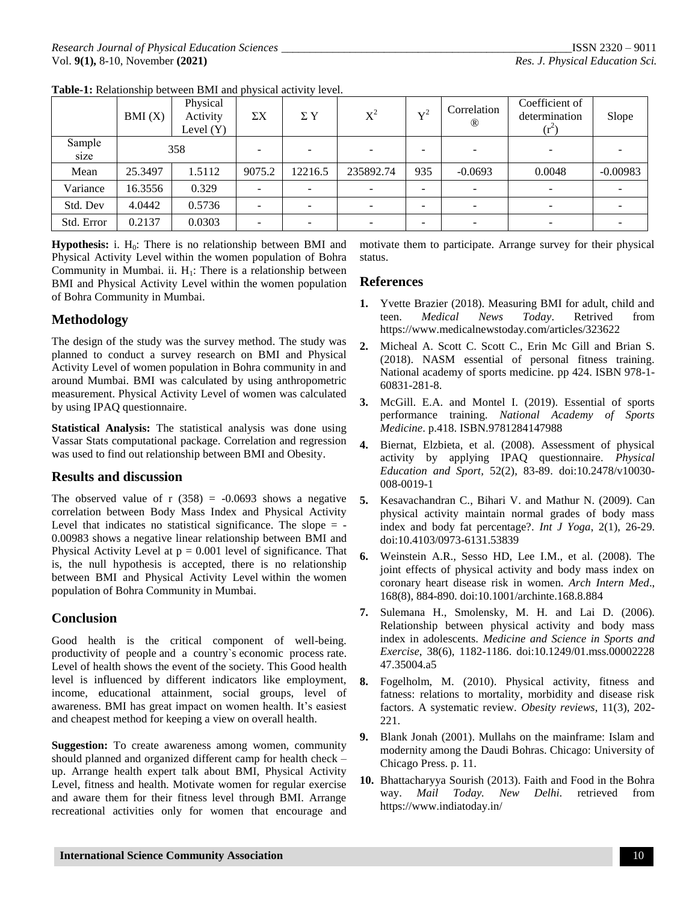**Table-1:** Relationship between BMI and physical activity level.

| | BMI (X) | Physical Activity Level (Y) | ΣX | Σ Y | $X^2$ | $Y^2$ | Correlation ® | Coefficient of determination $(r^2)$ | Slope |
|---|---|---|---|---|---|---|---|---|---|
| Sample size | 358 | | - | - | - | - | - | - | - |
| Mean | 25.3497 | 1.5112 | 9075.2 | 12216.5 | 235892.74 | 935 | -0.0693 | 0.0048 | -0.00983 |
| Variance | 16.3556 | 0.329 | - | - | - | - | - | - | - |
| Std. Dev | 4.0442 | 0.5736 | - | - | - | - | - | - | - |
| Std. Error | 0.2137 | 0.0303 | - | - | - | - | - | - | - |

**Hypothesis:** i. $H_0$: There is no relationship between BMI and Physical Activity Level within the women population of Bohra Community in Mumbai. ii. $H_1$: There is a relationship between BMI and Physical Activity Level within the women population of Bohra Community in Mumbai.

## Methodology

The design of the study was the survey method. The study was planned to conduct a survey research on BMI and Physical Activity Level of women population in Bohra community in and around Mumbai. BMI was calculated by using anthropometric measurement. Physical Activity Level of women was calculated by using IPAQ questionnaire.

**Statistical Analysis:** The statistical analysis was done using Vassar Stats computational package. Correlation and regression was used to find out relationship between BMI and Obesity.

## Results and discussion

The observed value of r (358) = -0.0693 shows a negative correlation between Body Mass Index and Physical Activity Level that indicates no statistical significance. The slope = -0.00983 shows a negative linear relationship between BMI and Physical Activity Level at p = 0.001 level of significance. That is, the null hypothesis is accepted, there is no relationship between BMI and Physical Activity Level within the women population of Bohra Community in Mumbai.

## Conclusion

Good health is the critical component of well-being. productivity of people and a country`s economic process rate. Level of health shows the event of the society. This Good health level is influenced by different indicators like employment, income, educational attainment, social groups, level of awareness. BMI has great impact on women health. It's easiest and cheapest method for keeping a view on overall health.

**Suggestion:** To create awareness among women, community should planned and organized different camp for health check – up. Arrange health expert talk about BMI, Physical Activity Level, fitness and health. Motivate women for regular exercise and aware them for their fitness level through BMI. Arrange recreational activities only for women that encourage and motivate them to participate. Arrange survey for their physical status.

## References

1. Yvette Brazier (2018). Measuring BMI for adult, child and teen. *Medical News Today*. Retrived from https://www.medicalnewstoday.com/articles/323622
2. Micheal A. Scott C. Scott C., Erin Mc Gill and Brian S. (2018). NASM essential of personal fitness training. National academy of sports medicine. pp 424. ISBN 978-1-60831-281-8.
3. McGill. E.A. and Montel I. (2019). Essential of sports performance training. *National Academy of Sports Medicine*. p.418. ISBN.9781284147988
4. Biernat, Elzbieta, et al. (2008). Assessment of physical activity by applying IPAQ questionnaire. *Physical Education and Sport*, 52(2), 83-89. doi:10.2478/v10030-008-0019-1
5. Kesavachandran C., Bihari V. and Mathur N. (2009). Can physical activity maintain normal grades of body mass index and body fat percentage?. *Int J Yoga*, 2(1), 26-29. doi:10.4103/0973-6131.53839
6. Weinstein A.R., Sesso HD, Lee I.M., et al. (2008). The joint effects of physical activity and body mass index on coronary heart disease risk in women. *Arch Intern Med*., 168(8), 884-890. doi:10.1001/archinte.168.8.884
7. Sulemana H., Smolensky, M. H. and Lai D. (2006). Relationship between physical activity and body mass index in adolescents. *Medicine and Science in Sports and Exercise*, 38(6), 1182-1186. doi:10.1249/01.mss.0000222847.35004.a5
8. Fogelholm, M. (2010). Physical activity, fitness and fatness: relations to mortality, morbidity and disease risk factors. A systematic review. *Obesity reviews*, 11(3), 202-221.
9. Blank Jonah (2001). Mullahs on the mainframe: Islam and modernity among the Daudi Bohras. Chicago: University of Chicago Press. p. 11.
10. Bhattacharyya Sourish (2013). Faith and Food in the Bohra way. *Mail Today. New Delhi*. retrieved from https://www.indiatoday.in/